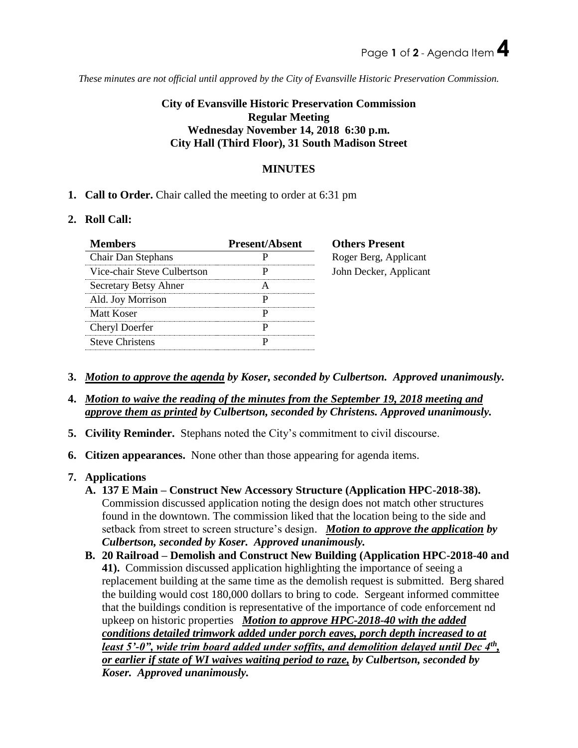*These minutes are not official until approved by the City of Evansville Historic Preservation Commission.*

**City of Evansville Historic Preservation Commission**
**Regular Meeting**
**Wednesday November 14, 2018 6:30 p.m.**
**City Hall (Third Floor), 31 South Madison Street**

## MINUTES

1. **Call to Order.** Chair called the meeting to order at 6:31 pm

2. **Roll Call:**

| Members | Present/Absent |
|---|---|
| Chair Dan Stephans | P |
| Vice-chair Steve Culbertson | P |
| Secretary Betsy Ahner | A |
| Ald. Joy Morrison | P |
| Matt Koser | P |
| Cheryl Doerfer | P |
| Steve Christens | P |

**Others Present**
Roger Berg, Applicant
John Decker, Applicant

3. ***Motion to approve the agenda** by Koser, seconded by Culbertson. Approved unanimously.*

4. ***Motion to waive the reading of the minutes from the September 19, 2018 meeting and approve them as printed** by Culbertson, seconded by Christens. Approved unanimously.*

5. **Civility Reminder.** Stephans noted the City's commitment to civil discourse.

6. **Citizen appearances.** None other than those appearing for agenda items.

7. **Applications**
   - **A. 137 E Main – Construct New Accessory Structure (Application HPC-2018-38).** Commission discussed application noting the design does not match other structures found in the downtown. The commission liked that the location being to the side and setback from street to screen structure's design. ***Motion to approve the application** by Culbertson, seconded by Koser. Approved unanimously.*
   - **B. 20 Railroad – Demolish and Construct New Building (Application HPC-2018-40 and 41).** Commission discussed application highlighting the importance of seeing a replacement building at the same time as the demolish request is submitted. Berg shared the building would cost 180,000 dollars to bring to code. Sergeant informed committee that the buildings condition is representative of the importance of code enforcement nd upkeep on historic properties ***Motion to approve HPC-2018-40 with the added conditions detailed trimwork added under porch eaves, porch depth increased to at least 5'-0", wide trim board added under soffits, and demolition delayed until Dec 4th, or earlier if state of WI waives waiting period to raze,** by Culbertson, seconded by Koser. Approved unanimously.*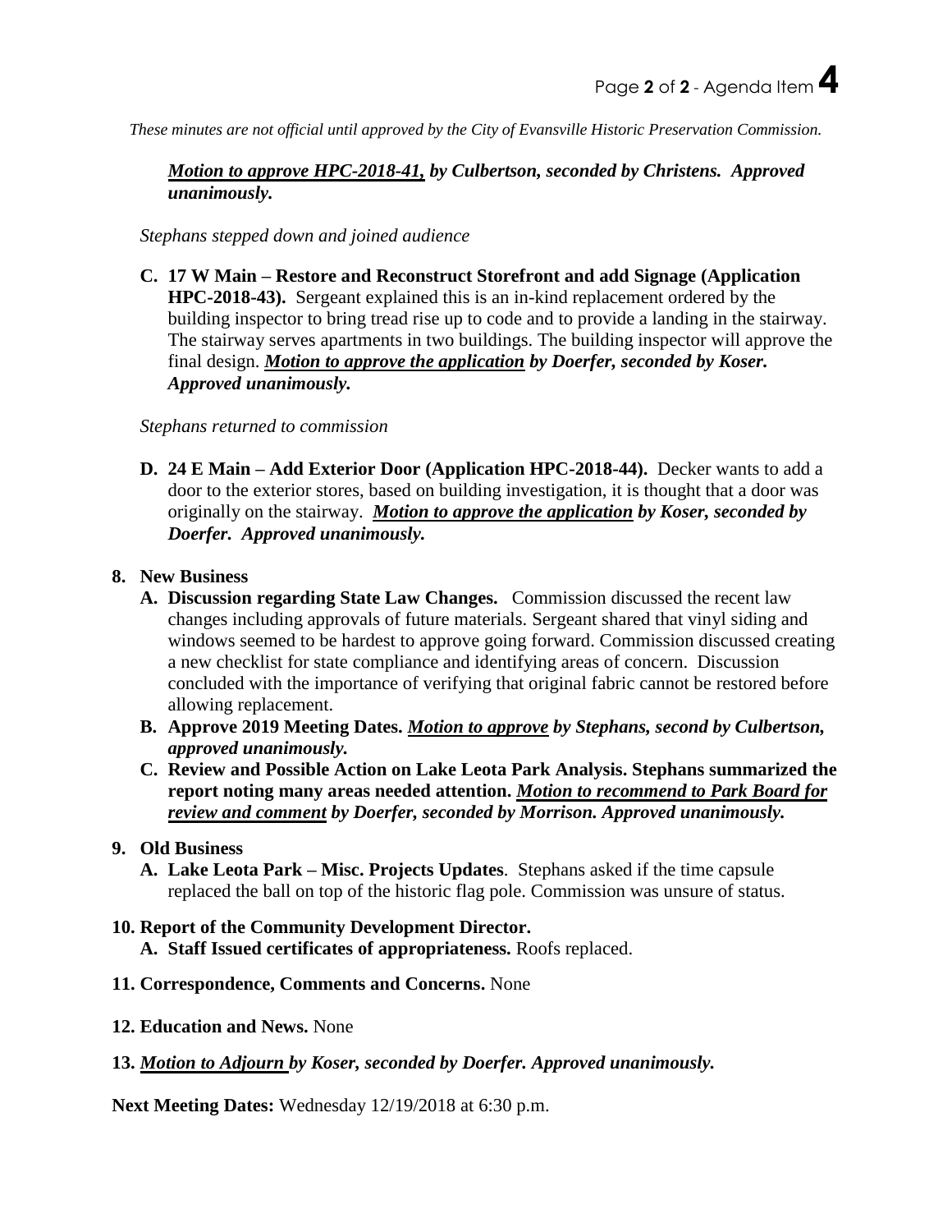*These minutes are not official until approved by the City of Evansville Historic Preservation Commission.*

***<u>Motion to approve HPC-2018-41,</u> by Culbertson, seconded by Christens. Approved unanimously.***

*Stephans stepped down and joined audience*

**C. 17 W Main – Restore and Reconstruct Storefront and add Signage (Application HPC-2018-43).** Sergeant explained this is an in-kind replacement ordered by the building inspector to bring tread rise up to code and to provide a landing in the stairway. The stairway serves apartments in two buildings. The building inspector will approve the final design. ***<u>Motion to approve the application</u> by Doerfer, seconded by Koser. Approved unanimously.***

*Stephans returned to commission*

**D. 24 E Main – Add Exterior Door (Application HPC-2018-44).** Decker wants to add a door to the exterior stores, based on building investigation, it is thought that a door was originally on the stairway. ***<u>Motion to approve the application</u> by Koser, seconded by Doerfer. Approved unanimously.***

**8. New Business**

**A. Discussion regarding State Law Changes.** Commission discussed the recent law changes including approvals of future materials. Sergeant shared that vinyl siding and windows seemed to be hardest to approve going forward. Commission discussed creating a new checklist for state compliance and identifying areas of concern. Discussion concluded with the importance of verifying that original fabric cannot be restored before allowing replacement.

**B. Approve 2019 Meeting Dates.** ***<u>Motion to approve</u> by Stephans, second by Culbertson, approved unanimously.***

**C. Review and Possible Action on Lake Leota Park Analysis. Stephans summarized the report noting many areas needed attention.** ***<u>Motion to recommend to Park Board for review and comment</u> by Doerfer, seconded by Morrison. Approved unanimously.***

**9. Old Business**

**A. Lake Leota Park – Misc. Projects Updates**. Stephans asked if the time capsule replaced the ball on top of the historic flag pole. Commission was unsure of status.

**10. Report of the Community Development Director.**

**A. Staff Issued certificates of appropriateness.** Roofs replaced.

**11. Correspondence, Comments and Concerns.** None

**12. Education and News.** None

**13.** ***<u>Motion to Adjourn</u> by Koser, seconded by Doerfer. Approved unanimously.***

**Next Meeting Dates:** Wednesday 12/19/2018 at 6:30 p.m.